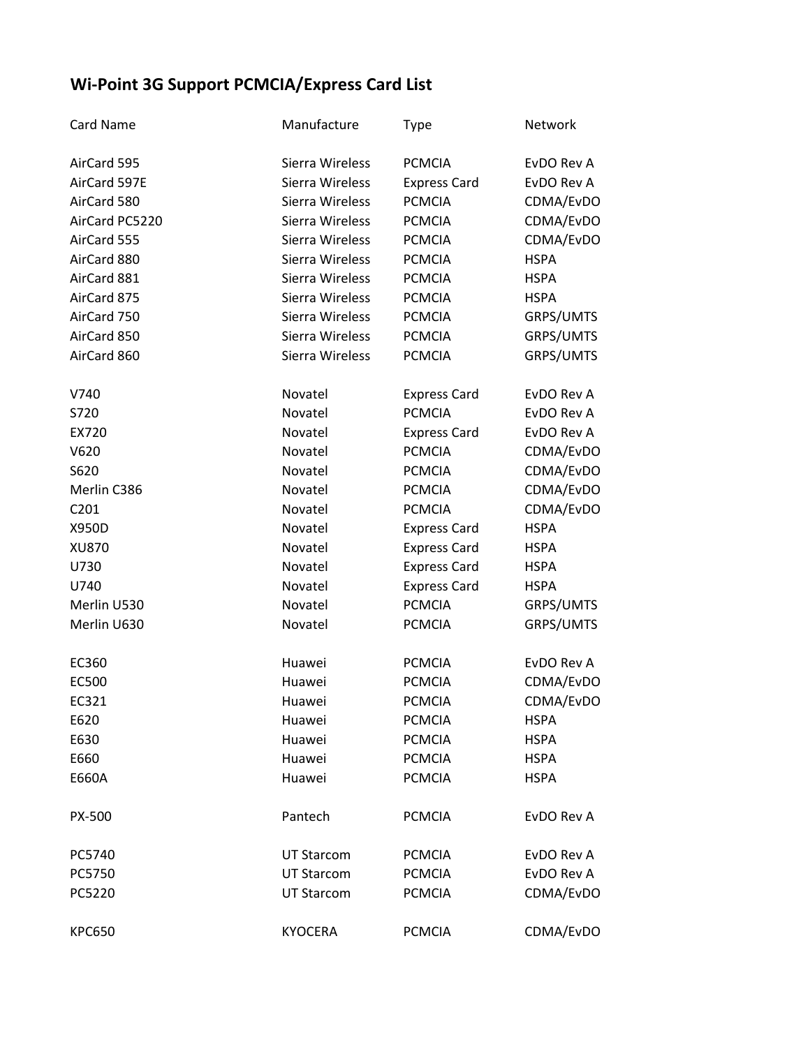# Wi-Point 3G Support PCMCIA/Express Card List

| Card Name | Manufacture | Type | Network |
|---|---|---|---|
| AirCard 595 | Sierra Wireless | PCMCIA | EvDO Rev A |
| AirCard 597E | Sierra Wireless | Express Card | EvDO Rev A |
| AirCard 580 | Sierra Wireless | PCMCIA | CDMA/EvDO |
| AirCard PC5220 | Sierra Wireless | PCMCIA | CDMA/EvDO |
| AirCard 555 | Sierra Wireless | PCMCIA | CDMA/EvDO |
| AirCard 880 | Sierra Wireless | PCMCIA | HSPA |
| AirCard 881 | Sierra Wireless | PCMCIA | HSPA |
| AirCard 875 | Sierra Wireless | PCMCIA | HSPA |
| AirCard 750 | Sierra Wireless | PCMCIA | GRPS/UMTS |
| AirCard 850 | Sierra Wireless | PCMCIA | GRPS/UMTS |
| AirCard 860 | Sierra Wireless | PCMCIA | GRPS/UMTS |
| | | | |
| V740 | Novatel | Express Card | EvDO Rev A |
| S720 | Novatel | PCMCIA | EvDO Rev A |
| EX720 | Novatel | Express Card | EvDO Rev A |
| V620 | Novatel | PCMCIA | CDMA/EvDO |
| S620 | Novatel | PCMCIA | CDMA/EvDO |
| Merlin C386 | Novatel | PCMCIA | CDMA/EvDO |
| C201 | Novatel | PCMCIA | CDMA/EvDO |
| X950D | Novatel | Express Card | HSPA |
| XU870 | Novatel | Express Card | HSPA |
| U730 | Novatel | Express Card | HSPA |
| U740 | Novatel | Express Card | HSPA |
| Merlin U530 | Novatel | PCMCIA | GRPS/UMTS |
| Merlin U630 | Novatel | PCMCIA | GRPS/UMTS |
| | | | |
| EC360 | Huawei | PCMCIA | EvDO Rev A |
| EC500 | Huawei | PCMCIA | CDMA/EvDO |
| EC321 | Huawei | PCMCIA | CDMA/EvDO |
| E620 | Huawei | PCMCIA | HSPA |
| E630 | Huawei | PCMCIA | HSPA |
| E660 | Huawei | PCMCIA | HSPA |
| E660A | Huawei | PCMCIA | HSPA |
| | | | |
| PX-500 | Pantech | PCMCIA | EvDO Rev A |
| | | | |
| PC5740 | UT Starcom | PCMCIA | EvDO Rev A |
| PC5750 | UT Starcom | PCMCIA | EvDO Rev A |
| PC5220 | UT Starcom | PCMCIA | CDMA/EvDO |
| | | | |
| KPC650 | KYOCERA | PCMCIA | CDMA/EvDO |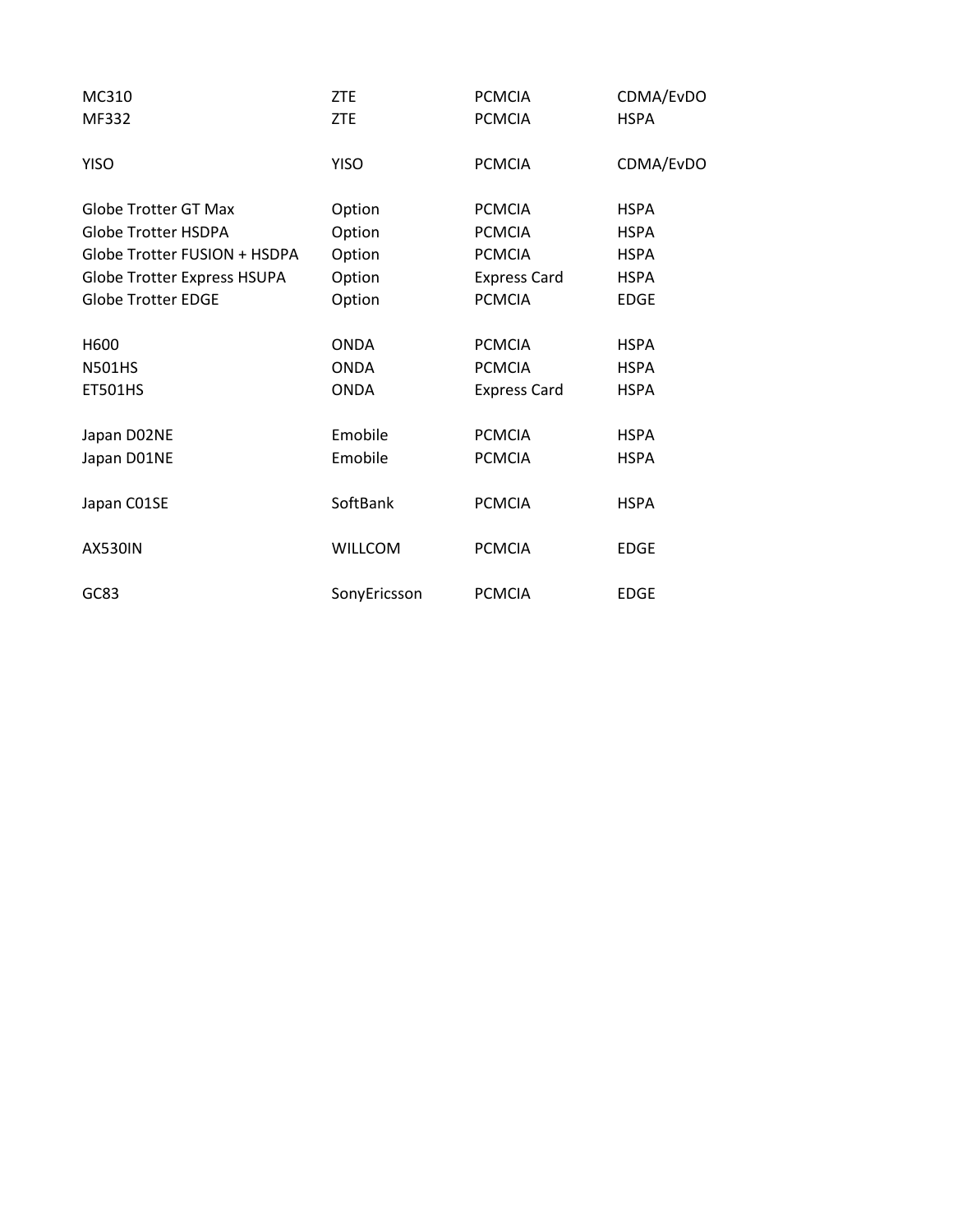| | | | |
|---|---|---|---|
| MC310 | ZTE | PCMCIA | CDMA/EvDO |
| MF332 | ZTE | PCMCIA | HSPA |
| | | | |
| YISO | YISO | PCMCIA | CDMA/EvDO |
| | | | |
| Globe Trotter GT Max | Option | PCMCIA | HSPA |
| Globe Trotter HSDPA | Option | PCMCIA | HSPA |
| Globe Trotter FUSION + HSDPA | Option | PCMCIA | HSPA |
| Globe Trotter Express HSUPA | Option | Express Card | HSPA |
| Globe Trotter EDGE | Option | PCMCIA | EDGE |
| | | | |
| H600 | ONDA | PCMCIA | HSPA |
| N501HS | ONDA | PCMCIA | HSPA |
| ET501HS | ONDA | Express Card | HSPA |
| | | | |
| Japan D02NE | Emobile | PCMCIA | HSPA |
| Japan D01NE | Emobile | PCMCIA | HSPA |
| | | | |
| Japan C01SE | SoftBank | PCMCIA | HSPA |
| | | | |
| AX530IN | WILLCOM | PCMCIA | EDGE |
| | | | |
| GC83 | SonyEricsson | PCMCIA | EDGE |